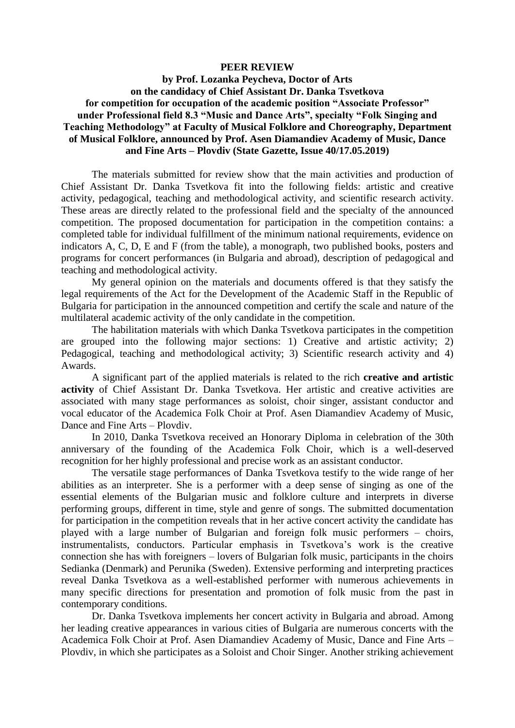**PEER REVIEW**

**by Prof. Lozanka Peycheva, Doctor of Arts**
**on the candidacy of Chief Assistant Dr. Danka Tsvetkova**
**for competition for occupation of the academic position "Associate Professor" under Professional field 8.3 "Music and Dance Arts", specialty "Folk Singing and Teaching Methodology" at Faculty of Musical Folklore and Choreography, Department of Musical Folklore, announced by Prof. Asen Diamandiev Academy of Music, Dance and Fine Arts – Plovdiv (State Gazette, Issue 40/17.05.2019)**

The materials submitted for review show that the main activities and production of Chief Assistant Dr. Danka Tsvetkova fit into the following fields: artistic and creative activity, pedagogical, teaching and methodological activity, and scientific research activity. These areas are directly related to the professional field and the specialty of the announced competition. The proposed documentation for participation in the competition contains: a completed table for individual fulfillment of the minimum national requirements, evidence on indicators A, C, D, E and F (from the table), a monograph, two published books, posters and programs for concert performances (in Bulgaria and abroad), description of pedagogical and teaching and methodological activity.

My general opinion on the materials and documents offered is that they satisfy the legal requirements of the Act for the Development of the Academic Staff in the Republic of Bulgaria for participation in the announced competition and certify the scale and nature of the multilateral academic activity of the only candidate in the competition.

The habilitation materials with which Danka Tsvetkova participates in the competition are grouped into the following major sections: 1) Creative and artistic activity; 2) Pedagogical, teaching and methodological activity; 3) Scientific research activity and 4) Awards.

A significant part of the applied materials is related to the rich **creative and artistic activity** of Chief Assistant Dr. Danka Tsvetkova. Her artistic and creative activities are associated with many stage performances as soloist, choir singer, assistant conductor and vocal educator of the Academica Folk Choir at Prof. Asen Diamandiev Academy of Music, Dance and Fine Arts – Plovdiv.

In 2010, Danka Tsvetkova received an Honorary Diploma in celebration of the 30th anniversary of the founding of the Academica Folk Choir, which is a well-deserved recognition for her highly professional and precise work as an assistant conductor.

The versatile stage performances of Danka Tsvetkova testify to the wide range of her abilities as an interpreter. She is a performer with a deep sense of singing as one of the essential elements of the Bulgarian music and folklore culture and interprets in diverse performing groups, different in time, style and genre of songs. The submitted documentation for participation in the competition reveals that in her active concert activity the candidate has played with a large number of Bulgarian and foreign folk music performers – choirs, instrumentalists, conductors. Particular emphasis in Tsvetkova's work is the creative connection she has with foreigners – lovers of Bulgarian folk music, participants in the choirs Sedianka (Denmark) and Perunika (Sweden). Extensive performing and interpreting practices reveal Danka Tsvetkova as a well-established performer with numerous achievements in many specific directions for presentation and promotion of folk music from the past in contemporary conditions.

Dr. Danka Tsvetkova implements her concert activity in Bulgaria and abroad. Among her leading creative appearances in various cities of Bulgaria are numerous concerts with the Academica Folk Choir at Prof. Asen Diamandiev Academy of Music, Dance and Fine Arts – Plovdiv, in which she participates as a Soloist and Choir Singer. Another striking achievement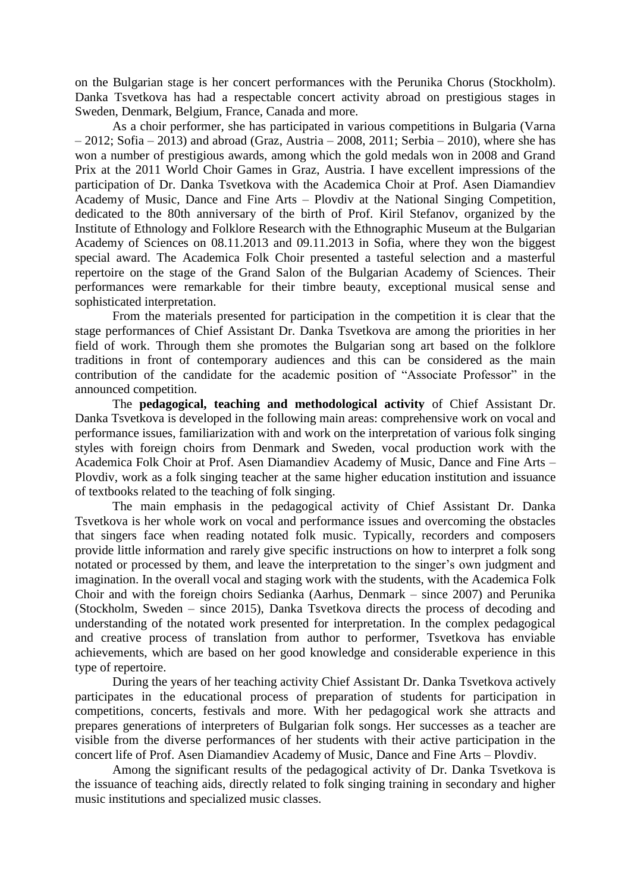on the Bulgarian stage is her concert performances with the Perunika Chorus (Stockholm). Danka Tsvetkova has had a respectable concert activity abroad on prestigious stages in Sweden, Denmark, Belgium, France, Canada and more.

As a choir performer, she has participated in various competitions in Bulgaria (Varna – 2012; Sofia – 2013) and abroad (Graz, Austria – 2008, 2011; Serbia – 2010), where she has won a number of prestigious awards, among which the gold medals won in 2008 and Grand Prix at the 2011 World Choir Games in Graz, Austria. I have excellent impressions of the participation of Dr. Danka Tsvetkova with the Academica Choir at Prof. Asen Diamandiev Academy of Music, Dance and Fine Arts – Plovdiv at the National Singing Competition, dedicated to the 80th anniversary of the birth of Prof. Kiril Stefanov, organized by the Institute of Ethnology and Folklore Research with the Ethnographic Museum at the Bulgarian Academy of Sciences on 08.11.2013 and 09.11.2013 in Sofia, where they won the biggest special award. The Academica Folk Choir presented a tasteful selection and a masterful repertoire on the stage of the Grand Salon of the Bulgarian Academy of Sciences. Their performances were remarkable for their timbre beauty, exceptional musical sense and sophisticated interpretation.

From the materials presented for participation in the competition it is clear that the stage performances of Chief Assistant Dr. Danka Tsvetkova are among the priorities in her field of work. Through them she promotes the Bulgarian song art based on the folklore traditions in front of contemporary audiences and this can be considered as the main contribution of the candidate for the academic position of "Associate Professor" in the announced competition.

The **pedagogical, teaching and methodological activity** of Chief Assistant Dr. Danka Tsvetkova is developed in the following main areas: comprehensive work on vocal and performance issues, familiarization with and work on the interpretation of various folk singing styles with foreign choirs from Denmark and Sweden, vocal production work with the Academica Folk Choir at Prof. Asen Diamandiev Academy of Music, Dance and Fine Arts – Plovdiv, work as a folk singing teacher at the same higher education institution and issuance of textbooks related to the teaching of folk singing.

The main emphasis in the pedagogical activity of Chief Assistant Dr. Danka Tsvetkova is her whole work on vocal and performance issues and overcoming the obstacles that singers face when reading notated folk music. Typically, recorders and composers provide little information and rarely give specific instructions on how to interpret a folk song notated or processed by them, and leave the interpretation to the singer's own judgment and imagination. In the overall vocal and staging work with the students, with the Academica Folk Choir and with the foreign choirs Sedianka (Aarhus, Denmark – since 2007) and Perunika (Stockholm, Sweden – since 2015), Danka Tsvetkova directs the process of decoding and understanding of the notated work presented for interpretation. In the complex pedagogical and creative process of translation from author to performer, Tsvetkova has enviable achievements, which are based on her good knowledge and considerable experience in this type of repertoire.

During the years of her teaching activity Chief Assistant Dr. Danka Tsvetkova actively participates in the educational process of preparation of students for participation in competitions, concerts, festivals and more. With her pedagogical work she attracts and prepares generations of interpreters of Bulgarian folk songs. Her successes as a teacher are visible from the diverse performances of her students with their active participation in the concert life of Prof. Asen Diamandiev Academy of Music, Dance and Fine Arts – Plovdiv.

Among the significant results of the pedagogical activity of Dr. Danka Tsvetkova is the issuance of teaching aids, directly related to folk singing training in secondary and higher music institutions and specialized music classes.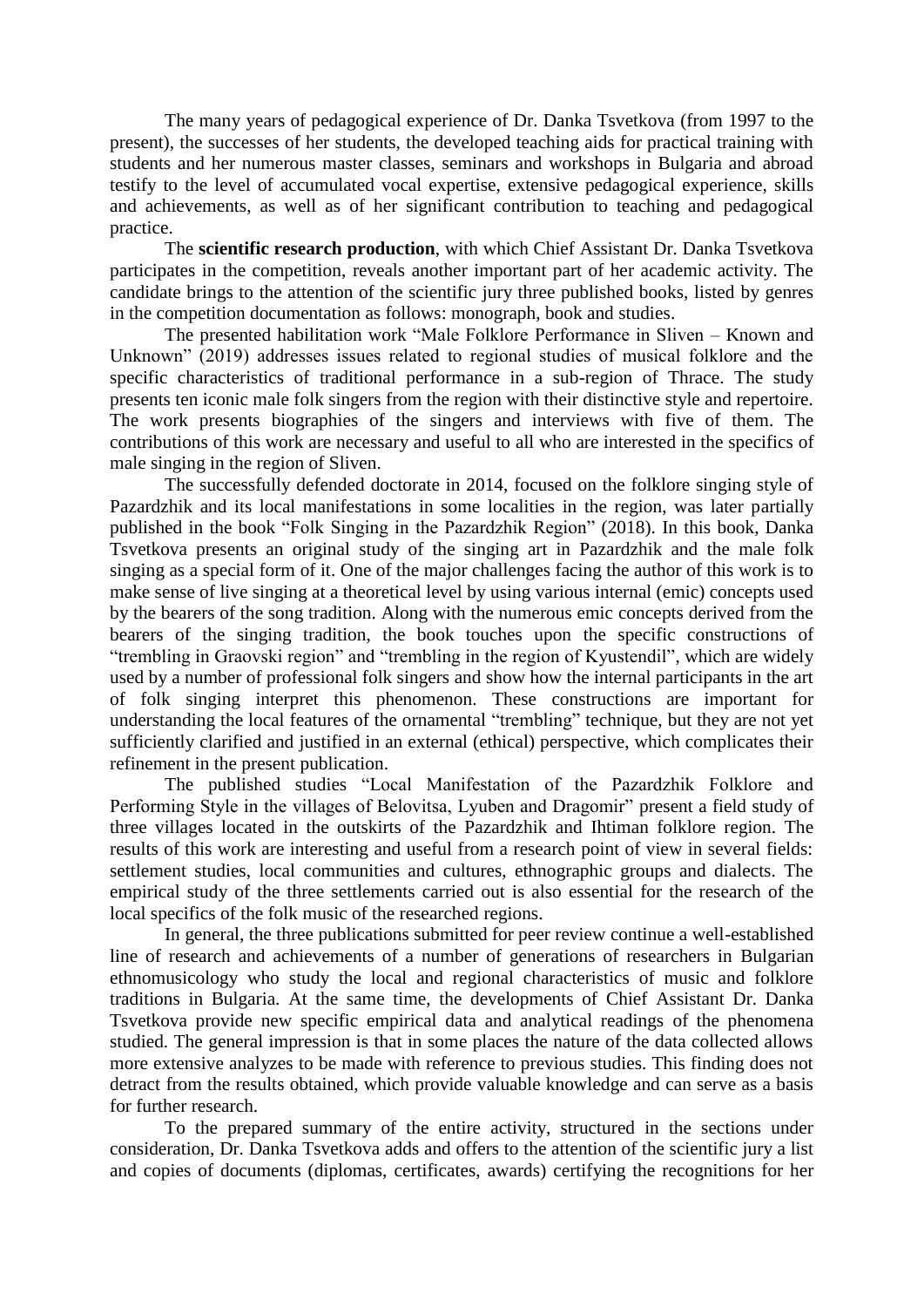The many years of pedagogical experience of Dr. Danka Tsvetkova (from 1997 to the present), the successes of her students, the developed teaching aids for practical training with students and her numerous master classes, seminars and workshops in Bulgaria and abroad testify to the level of accumulated vocal expertise, extensive pedagogical experience, skills and achievements, as well as of her significant contribution to teaching and pedagogical practice.

The **scientific research production**, with which Chief Assistant Dr. Danka Tsvetkova participates in the competition, reveals another important part of her academic activity. The candidate brings to the attention of the scientific jury three published books, listed by genres in the competition documentation as follows: monograph, book and studies.

The presented habilitation work "Male Folklore Performance in Sliven – Known and Unknown" (2019) addresses issues related to regional studies of musical folklore and the specific characteristics of traditional performance in a sub-region of Thrace. The study presents ten iconic male folk singers from the region with their distinctive style and repertoire. The work presents biographies of the singers and interviews with five of them. The contributions of this work are necessary and useful to all who are interested in the specifics of male singing in the region of Sliven.

The successfully defended doctorate in 2014, focused on the folklore singing style of Pazardzhik and its local manifestations in some localities in the region, was later partially published in the book "Folk Singing in the Pazardzhik Region" (2018). In this book, Danka Tsvetkova presents an original study of the singing art in Pazardzhik and the male folk singing as a special form of it. One of the major challenges facing the author of this work is to make sense of live singing at a theoretical level by using various internal (emic) concepts used by the bearers of the song tradition. Along with the numerous emic concepts derived from the bearers of the singing tradition, the book touches upon the specific constructions of "trembling in Graovski region" and "trembling in the region of Kyustendil", which are widely used by a number of professional folk singers and show how the internal participants in the art of folk singing interpret this phenomenon. These constructions are important for understanding the local features of the ornamental "trembling" technique, but they are not yet sufficiently clarified and justified in an external (ethical) perspective, which complicates their refinement in the present publication.

The published studies "Local Manifestation of the Pazardzhik Folklore and Performing Style in the villages of Belovitsa, Lyuben and Dragomir" present a field study of three villages located in the outskirts of the Pazardzhik and Ihtiman folklore region. The results of this work are interesting and useful from a research point of view in several fields: settlement studies, local communities and cultures, ethnographic groups and dialects. The empirical study of the three settlements carried out is also essential for the research of the local specifics of the folk music of the researched regions.

In general, the three publications submitted for peer review continue a well-established line of research and achievements of a number of generations of researchers in Bulgarian ethnomusicology who study the local and regional characteristics of music and folklore traditions in Bulgaria. At the same time, the developments of Chief Assistant Dr. Danka Tsvetkova provide new specific empirical data and analytical readings of the phenomena studied. The general impression is that in some places the nature of the data collected allows more extensive analyzes to be made with reference to previous studies. This finding does not detract from the results obtained, which provide valuable knowledge and can serve as a basis for further research.

To the prepared summary of the entire activity, structured in the sections under consideration, Dr. Danka Tsvetkova adds and offers to the attention of the scientific jury a list and copies of documents (diplomas, certificates, awards) certifying the recognitions for her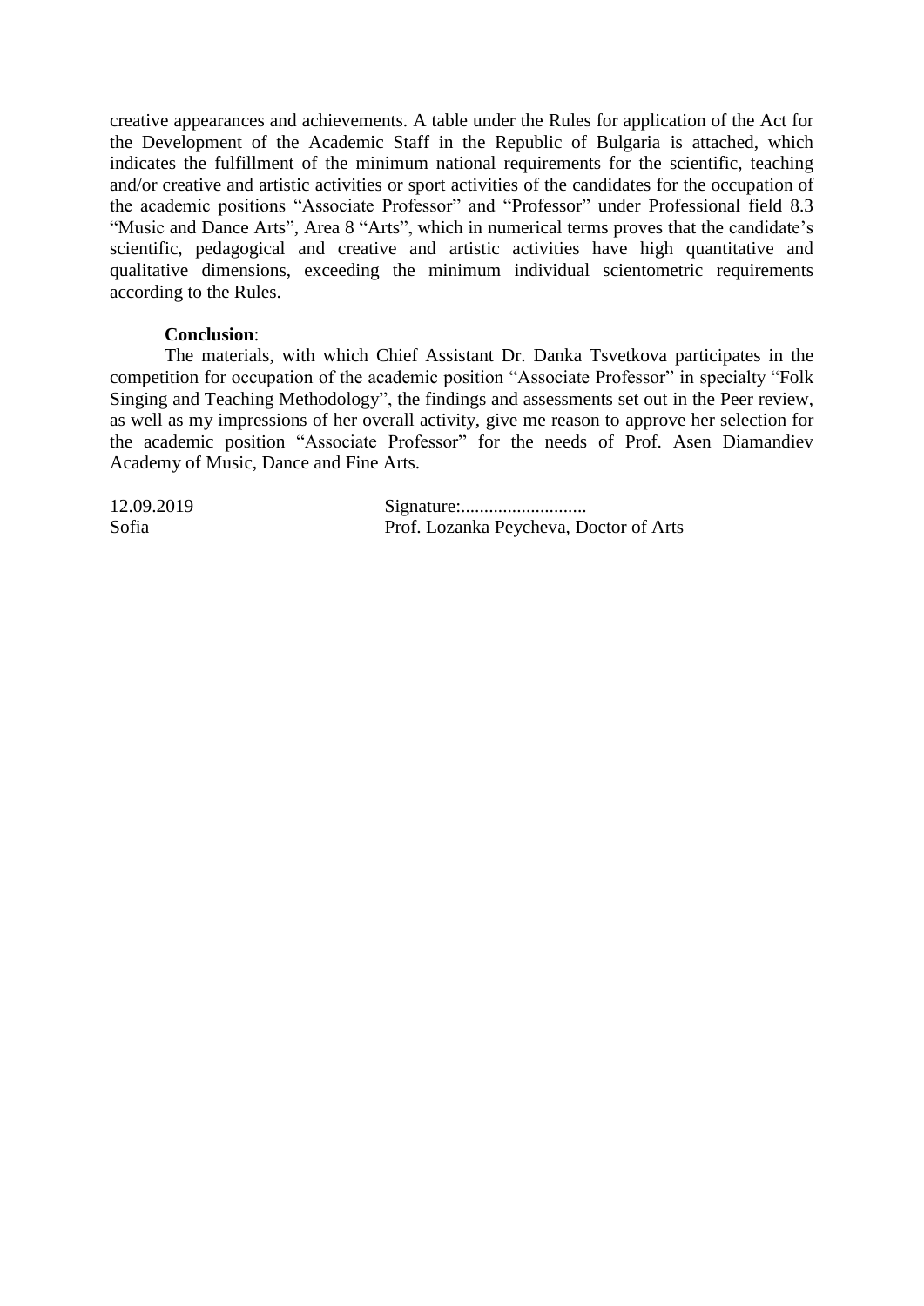creative appearances and achievements. A table under the Rules for application of the Act for the Development of the Academic Staff in the Republic of Bulgaria is attached, which indicates the fulfillment of the minimum national requirements for the scientific, teaching and/or creative and artistic activities or sport activities of the candidates for the occupation of the academic positions "Associate Professor" and "Professor" under Professional field 8.3 "Music and Dance Arts", Area 8 "Arts", which in numerical terms proves that the candidate's scientific, pedagogical and creative and artistic activities have high quantitative and qualitative dimensions, exceeding the minimum individual scientometric requirements according to the Rules.

**Conclusion**:

The materials, with which Chief Assistant Dr. Danka Tsvetkova participates in the competition for occupation of the academic position "Associate Professor" in specialty "Folk Singing and Teaching Methodology", the findings and assessments set out in the Peer review, as well as my impressions of her overall activity, give me reason to approve her selection for the academic position "Associate Professor" for the needs of Prof. Asen Diamandiev Academy of Music, Dance and Fine Arts.

12.09.2019 Signature:...........................

Sofia Prof. Lozanka Peycheva, Doctor of Arts